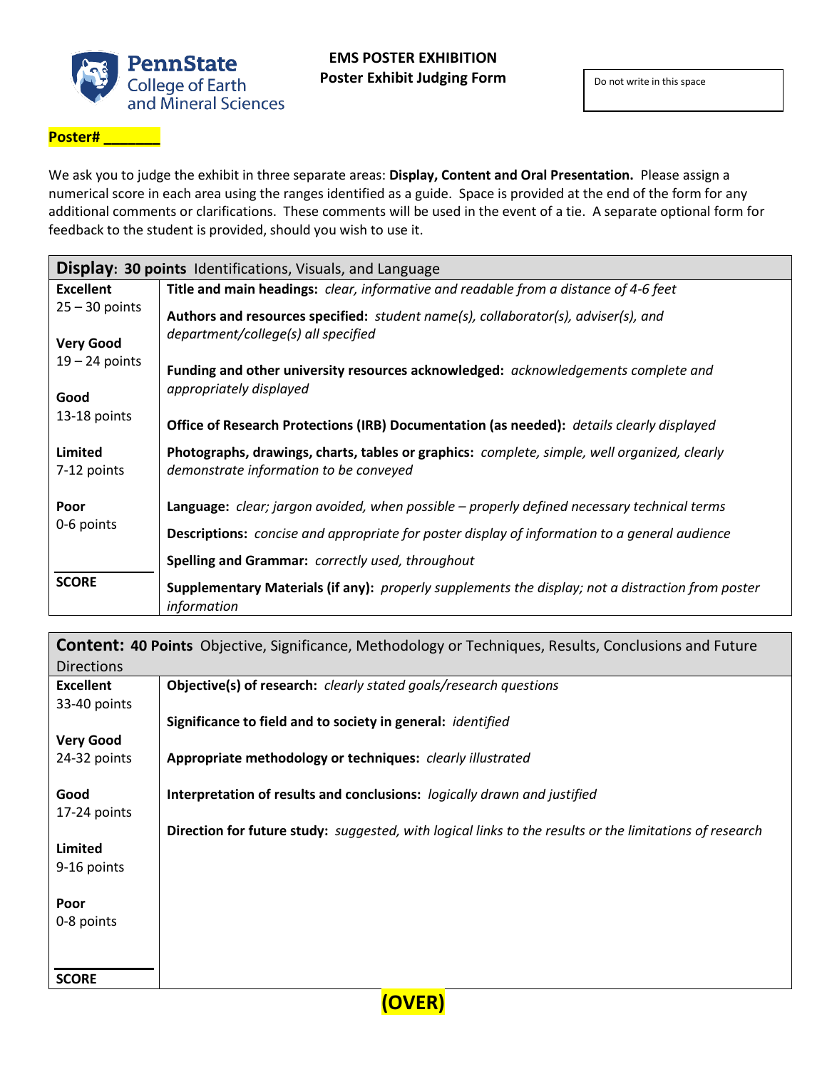PennState College of Earth and Mineral Sciences

# EMS POSTER EXHIBITION
## Poster Exhibit Judging Form

Do not write in this space

**Poster# _______**

We ask you to judge the exhibit in three separate areas: **Display, Content and Oral Presentation.** Please assign a numerical score in each area using the ranges identified as a guide. Space is provided at the end of the form for any additional comments or clarifications. These comments will be used in the event of a tie. A separate optional form for feedback to the student is provided, should you wish to use it.

| **Display: 30 points** Identifications, Visuals, and Language | |
|---|---|
| **Excellent** 25 – 30 points | **Title and main headings:** *clear, informative and readable from a distance of 4-6 feet* |
| | **Authors and resources specified:** *student name(s), collaborator(s), adviser(s), and department/college(s) all specified* |
| **Very Good** 19 – 24 points | **Funding and other university resources acknowledged:** *acknowledgements complete and appropriately displayed* |
| **Good** 13-18 points | **Office of Research Protections (IRB) Documentation (as needed):** *details clearly displayed* |
| **Limited** 7-12 points | **Photographs, drawings, charts, tables or graphics:** *complete, simple, well organized, clearly demonstrate information to be conveyed* |
| **Poor** 0-6 points | **Language:** *clear; jargon avoided, when possible – properly defined necessary technical terms* |
| | **Descriptions:** *concise and appropriate for poster display of information to a general audience* |
| | **Spelling and Grammar:** *correctly used, throughout* |
| **SCORE** | **Supplementary Materials (if any):** *properly supplements the display; not a distraction from poster information* |

| **Content: 40 Points** Objective, Significance, Methodology or Techniques, Results, Conclusions and Future Directions | |
|---|---|
| **Excellent** 33-40 points | **Objective(s) of research:** *clearly stated goals/research questions* |
| | **Significance to field and to society in general:** *identified* |
| **Very Good** 24-32 points | **Appropriate methodology or techniques:** *clearly illustrated* |
| **Good** 17-24 points | **Interpretation of results and conclusions:** *logically drawn and justified* |
| | **Direction for future study:** *suggested, with logical links to the results or the limitations of research* |
| **Limited** 9-16 points | |
| **Poor** 0-8 points | |
| **SCORE** | |

**(OVER)**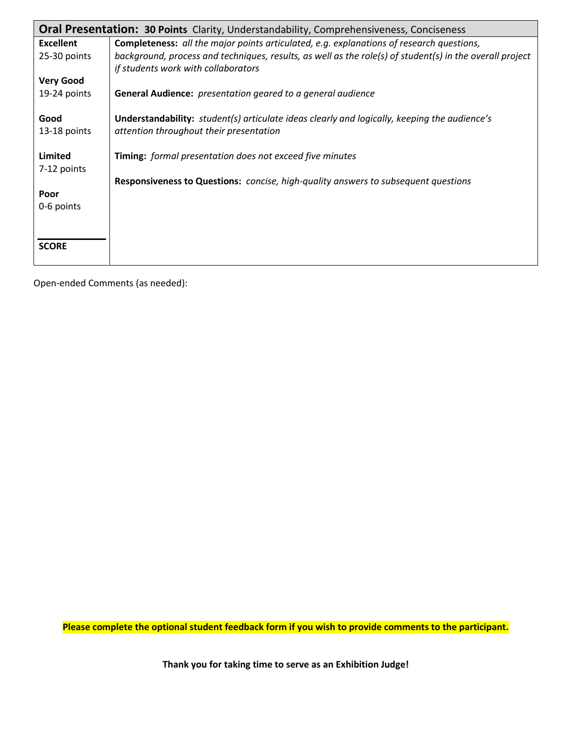| Oral Presentation: **30 Points** Clarity, Understandability, Comprehensiveness, Conciseness | |
|---|---|
| **Excellent**<br>25-30 points<br><br>**Very Good**<br>19-24 points<br><br>**Good**<br>13-18 points<br><br>**Limited**<br>7-12 points<br><br>**Poor**<br>0-6 points<br><br>**SCORE** | **Completeness:** *all the major points articulated, e.g. explanations of research questions, background, process and techniques, results, as well as the role(s) of student(s) in the overall project if students work with collaborators*<br><br>**General Audience:** *presentation geared to a general audience*<br><br>**Understandability:** *student(s) articulate ideas clearly and logically, keeping the audience's attention throughout their presentation*<br><br>**Timing:** *formal presentation does not exceed five minutes*<br><br>**Responsiveness to Questions:** *concise, high-quality answers to subsequent questions* |

Open-ended Comments (as needed):

**Please complete the optional student feedback form if you wish to provide comments to the participant.**

**Thank you for taking time to serve as an Exhibition Judge!**